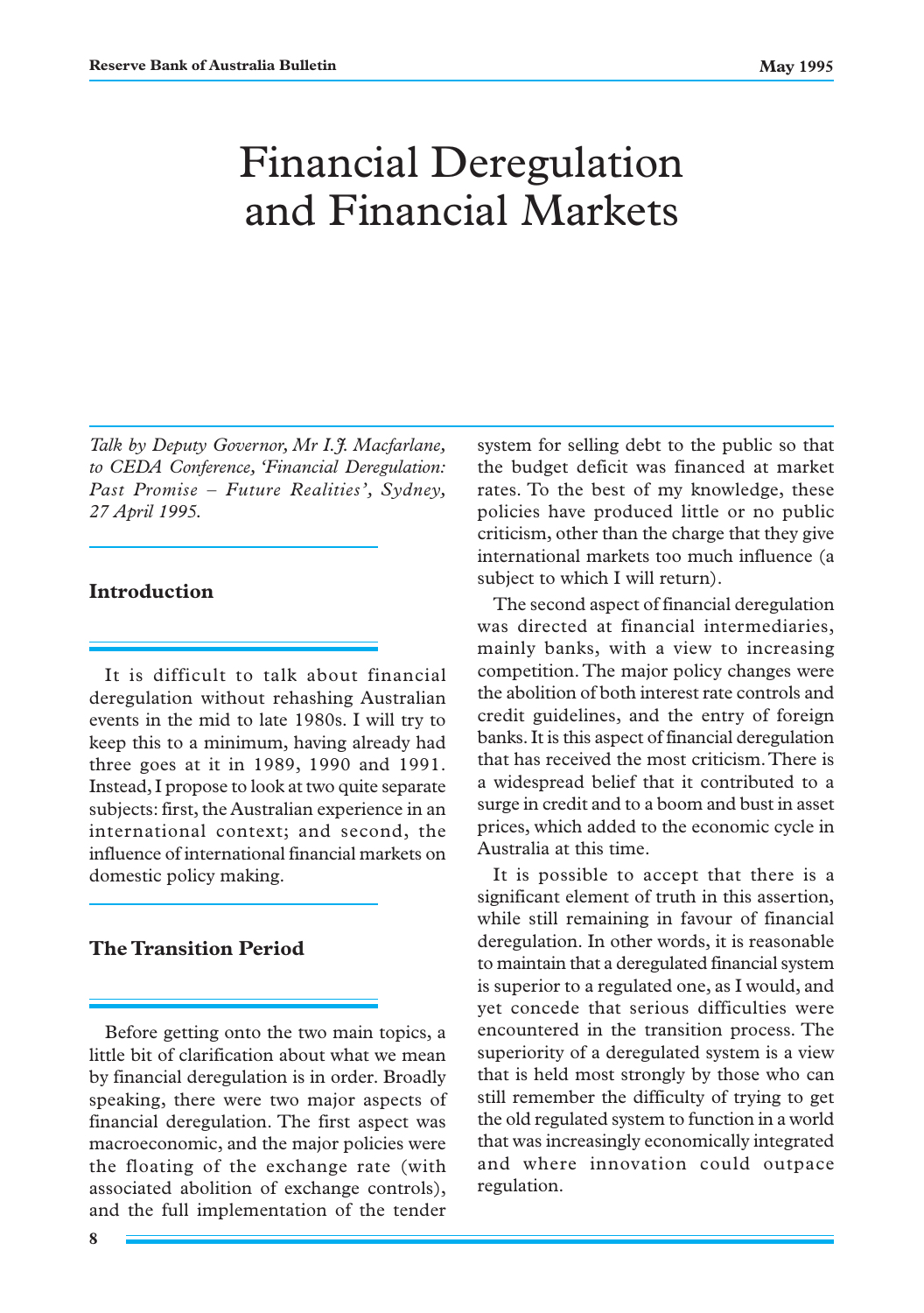# Financial Deregulation and Financial Markets

*Talk by Deputy Governor, Mr I.J. Macfarlane, to CEDA Conference, 'Financial Deregulation: Past Promise – Future Realities', Sydney, 27 April 1995.*

## Introduction

It is difficult to talk about financial deregulation without rehashing Australian events in the mid to late 1980s. I will try to keep this to a minimum, having already had three goes at it in 1989, 1990 and 1991. Instead, I propose to look at two quite separate subjects: first, the Australian experience in an international context; and second, the influence of international financial markets on domestic policy making.

## The Transition Period

Before getting onto the two main topics, a little bit of clarification about what we mean by financial deregulation is in order. Broadly speaking, there were two major aspects of financial deregulation. The first aspect was macroeconomic, and the major policies were the floating of the exchange rate (with associated abolition of exchange controls), and the full implementation of the tender system for selling debt to the public so that the budget deficit was financed at market rates. To the best of my knowledge, these policies have produced little or no public criticism, other than the charge that they give international markets too much influence (a subject to which I will return).

The second aspect of financial deregulation was directed at financial intermediaries, mainly banks, with a view to increasing competition. The major policy changes were the abolition of both interest rate controls and credit guidelines, and the entry of foreign banks. It is this aspect of financial deregulation that has received the most criticism. There is a widespread belief that it contributed to a surge in credit and to a boom and bust in asset prices, which added to the economic cycle in Australia at this time.

It is possible to accept that there is a significant element of truth in this assertion, while still remaining in favour of financial deregulation. In other words, it is reasonable to maintain that a deregulated financial system is superior to a regulated one, as I would, and yet concede that serious difficulties were encountered in the transition process. The superiority of a deregulated system is a view that is held most strongly by those who can still remember the difficulty of trying to get the old regulated system to function in a world that was increasingly economically integrated and where innovation could outpace regulation.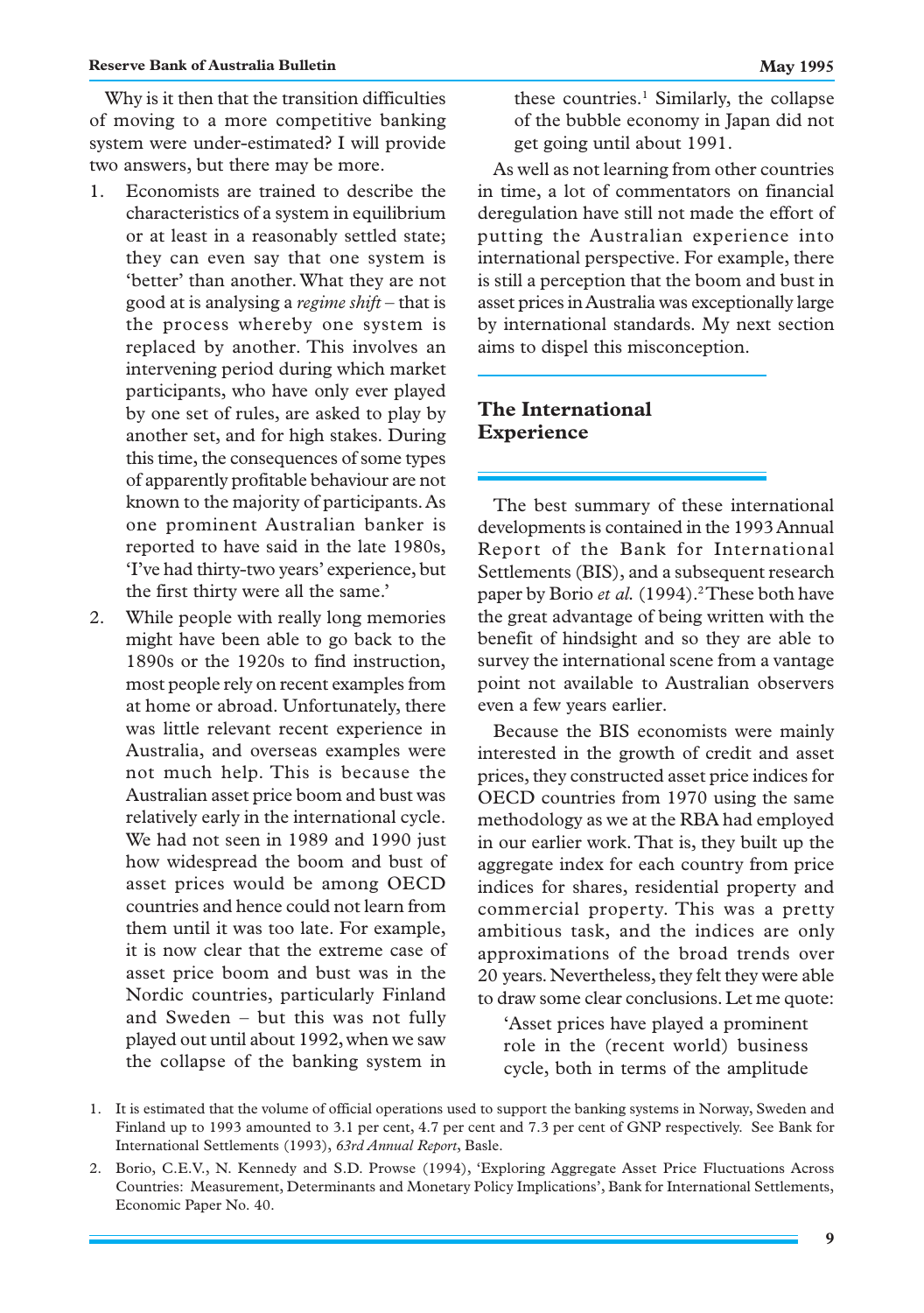Why is it then that the transition difficulties of moving to a more competitive banking system were under-estimated? I will provide two answers, but there may be more.

1. Economists are trained to describe the characteristics of a system in equilibrium or at least in a reasonably settled state; they can even say that one system is 'better' than another. What they are not good at is analysing a *regime shift* – that is the process whereby one system is replaced by another. This involves an intervening period during which market participants, who have only ever played by one set of rules, are asked to play by another set, and for high stakes. During this time, the consequences of some types of apparently profitable behaviour are not known to the majority of participants. As one prominent Australian banker is reported to have said in the late 1980s, 'I've had thirty-two years' experience, but the first thirty were all the same.'
2. While people with really long memories might have been able to go back to the 1890s or the 1920s to find instruction, most people rely on recent examples from at home or abroad. Unfortunately, there was little relevant recent experience in Australia, and overseas examples were not much help. This is because the Australian asset price boom and bust was relatively early in the international cycle. We had not seen in 1989 and 1990 just how widespread the boom and bust of asset prices would be among OECD countries and hence could not learn from them until it was too late. For example, it is now clear that the extreme case of asset price boom and bust was in the Nordic countries, particularly Finland and Sweden – but this was not fully played out until about 1992, when we saw the collapse of the banking system in these countries.[1] Similarly, the collapse of the bubble economy in Japan did not get going until about 1991.

As well as not learning from other countries in time, a lot of commentators on financial deregulation have still not made the effort of putting the Australian experience into international perspective. For example, there is still a perception that the boom and bust in asset prices in Australia was exceptionally large by international standards. My next section aims to dispel this misconception.

## The International Experience

The best summary of these international developments is contained in the 1993 Annual Report of the Bank for International Settlements (BIS), and a subsequent research paper by Borio *et al.* (1994).[2] These both have the great advantage of being written with the benefit of hindsight and so they are able to survey the international scene from a vantage point not available to Australian observers even a few years earlier.

Because the BIS economists were mainly interested in the growth of credit and asset prices, they constructed asset price indices for OECD countries from 1970 using the same methodology as we at the RBA had employed in our earlier work. That is, they built up the aggregate index for each country from price indices for shares, residential property and commercial property. This was a pretty ambitious task, and the indices are only approximations of the broad trends over 20 years. Nevertheless, they felt they were able to draw some clear conclusions. Let me quote:

> 'Asset prices have played a prominent role in the (recent world) business cycle, both in terms of the amplitude

1. It is estimated that the volume of official operations used to support the banking systems in Norway, Sweden and Finland up to 1993 amounted to 3.1 per cent, 4.7 per cent and 7.3 per cent of GNP respectively. See Bank for International Settlements (1993), *63rd Annual Report*, Basle.
2. Borio, C.E.V., N. Kennedy and S.D. Prowse (1994), 'Exploring Aggregate Asset Price Fluctuations Across Countries: Measurement, Determinants and Monetary Policy Implications', Bank for International Settlements, Economic Paper No. 40.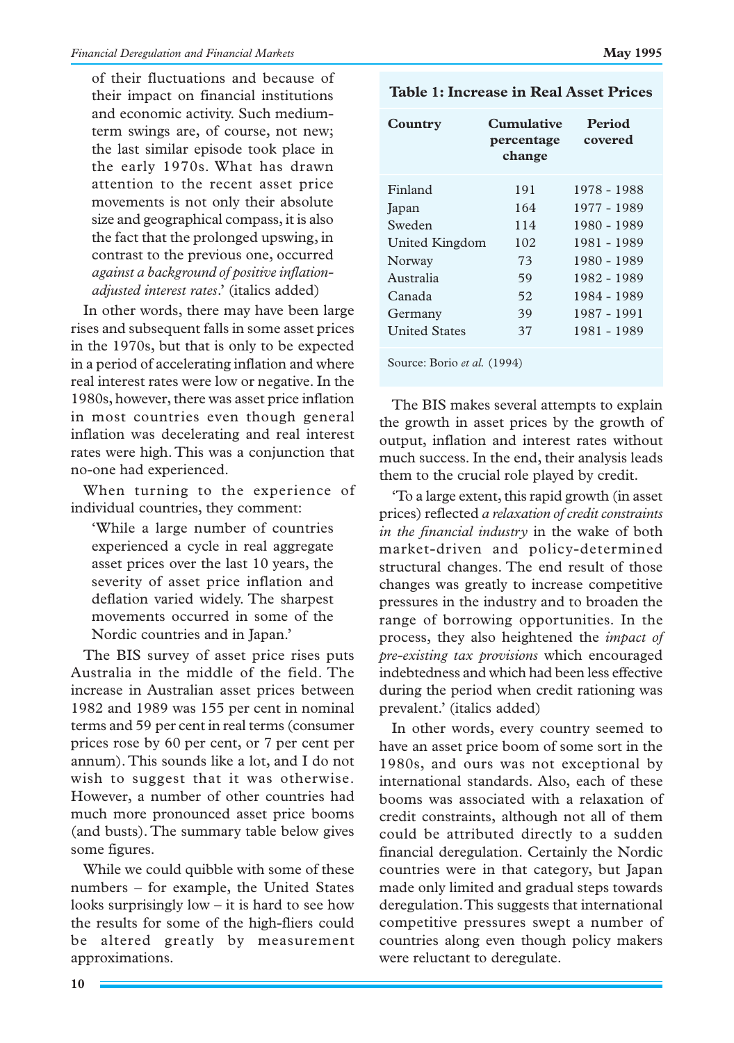of their fluctuations and because of their impact on financial institutions and economic activity. Such medium-term swings are, of course, not new; the last similar episode took place in the early 1970s. What has drawn attention to the recent asset price movements is not only their absolute size and geographical compass, it is also the fact that the prolonged upswing, in contrast to the previous one, occurred *against a background of positive inflation-adjusted interest rates*.' (italics added)

In other words, there may have been large rises and subsequent falls in some asset prices in the 1970s, but that is only to be expected in a period of accelerating inflation and where real interest rates were low or negative. In the 1980s, however, there was asset price inflation in most countries even though general inflation was decelerating and real interest rates were high. This was a conjunction that no-one had experienced.

When turning to the experience of individual countries, they comment:

> 'While a large number of countries experienced a cycle in real aggregate asset prices over the last 10 years, the severity of asset price inflation and deflation varied widely. The sharpest movements occurred in some of the Nordic countries and in Japan.'

The BIS survey of asset price rises puts Australia in the middle of the field. The increase in Australian asset prices between 1982 and 1989 was 155 per cent in nominal terms and 59 per cent in real terms (consumer prices rose by 60 per cent, or 7 per cent per annum). This sounds like a lot, and I do not wish to suggest that it was otherwise. However, a number of other countries had much more pronounced asset price booms (and busts). The summary table below gives some figures.

While we could quibble with some of these numbers – for example, the United States looks surprisingly low – it is hard to see how the results for some of the high-fliers could be altered greatly by measurement approximations.

**Table 1: Increase in Real Asset Prices**

| Country | Cumulative percentage change | Period covered |
|---|---|---|
| Finland | 191 | 1978 - 1988 |
| Japan | 164 | 1977 - 1989 |
| Sweden | 114 | 1980 - 1989 |
| United Kingdom | 102 | 1981 - 1989 |
| Norway | 73 | 1980 - 1989 |
| Australia | 59 | 1982 - 1989 |
| Canada | 52 | 1984 - 1989 |
| Germany | 39 | 1987 - 1991 |
| United States | 37 | 1981 - 1989 |

Source: Borio *et al.* (1994)

The BIS makes several attempts to explain the growth in asset prices by the growth of output, inflation and interest rates without much success. In the end, their analysis leads them to the crucial role played by credit.

'To a large extent, this rapid growth (in asset prices) reflected *a relaxation of credit constraints in the financial industry* in the wake of both market-driven and policy-determined structural changes. The end result of those changes was greatly to increase competitive pressures in the industry and to broaden the range of borrowing opportunities. In the process, they also heightened the *impact of pre-existing tax provisions* which encouraged indebtedness and which had been less effective during the period when credit rationing was prevalent.' (italics added)

In other words, every country seemed to have an asset price boom of some sort in the 1980s, and ours was not exceptional by international standards. Also, each of these booms was associated with a relaxation of credit constraints, although not all of them could be attributed directly to a sudden financial deregulation. Certainly the Nordic countries were in that category, but Japan made only limited and gradual steps towards deregulation. This suggests that international competitive pressures swept a number of countries along even though policy makers were reluctant to deregulate.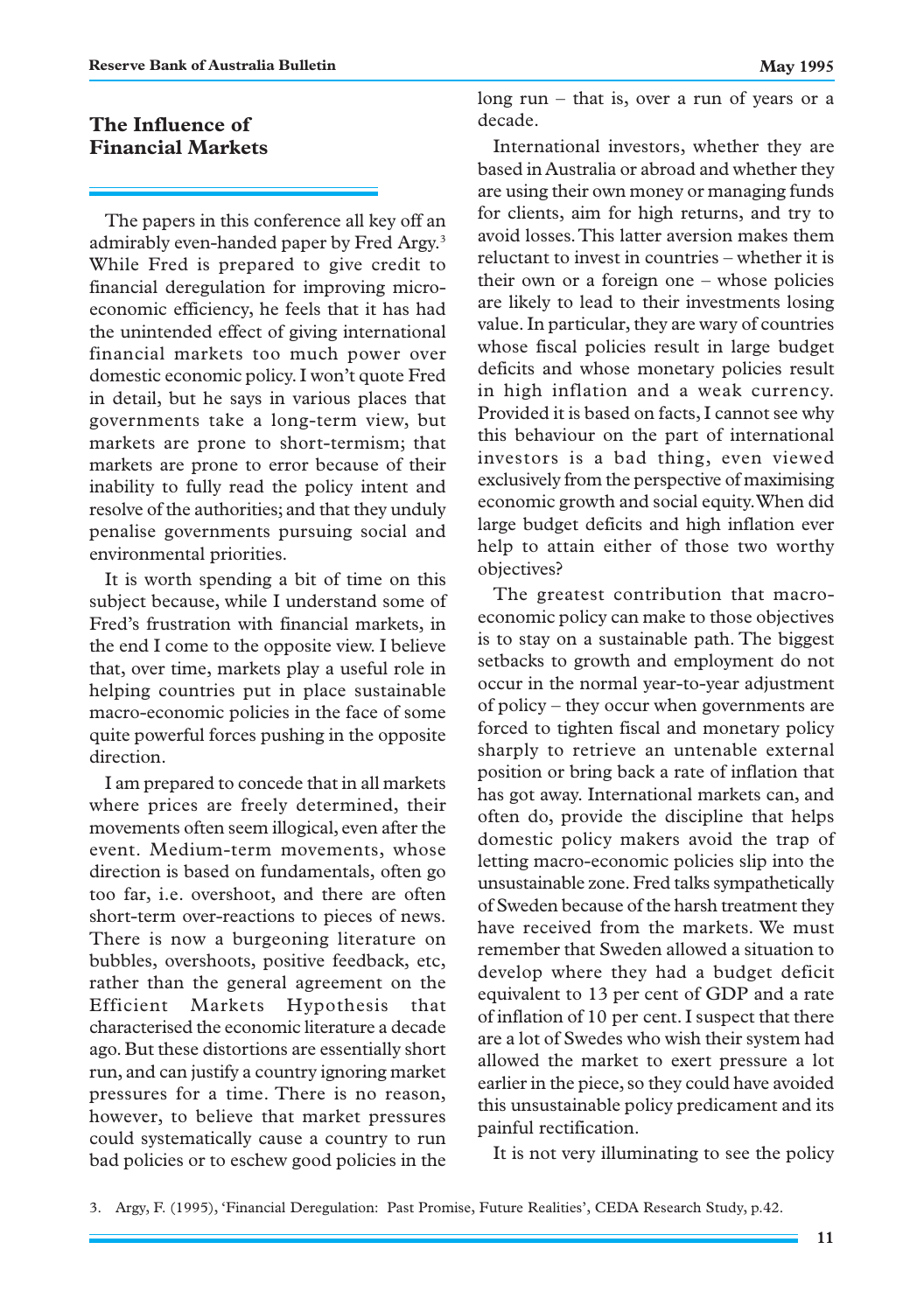## The Influence of Financial Markets

The papers in this conference all key off an admirably even-handed paper by Fred Argy.[3] While Fred is prepared to give credit to financial deregulation for improving micro-economic efficiency, he feels that it has had the unintended effect of giving international financial markets too much power over domestic economic policy. I won't quote Fred in detail, but he says in various places that governments take a long-term view, but markets are prone to short-termism; that markets are prone to error because of their inability to fully read the policy intent and resolve of the authorities; and that they unduly penalise governments pursuing social and environmental priorities.

It is worth spending a bit of time on this subject because, while I understand some of Fred's frustration with financial markets, in the end I come to the opposite view. I believe that, over time, markets play a useful role in helping countries put in place sustainable macro-economic policies in the face of some quite powerful forces pushing in the opposite direction.

I am prepared to concede that in all markets where prices are freely determined, their movements often seem illogical, even after the event. Medium-term movements, whose direction is based on fundamentals, often go too far, i.e. overshoot, and there are often short-term over-reactions to pieces of news. There is now a burgeoning literature on bubbles, overshoots, positive feedback, etc, rather than the general agreement on the Efficient Markets Hypothesis that characterised the economic literature a decade ago. But these distortions are essentially short run, and can justify a country ignoring market pressures for a time. There is no reason, however, to believe that market pressures could systematically cause a country to run bad policies or to eschew good policies in the long run – that is, over a run of years or a decade.

International investors, whether they are based in Australia or abroad and whether they are using their own money or managing funds for clients, aim for high returns, and try to avoid losses. This latter aversion makes them reluctant to invest in countries – whether it is their own or a foreign one – whose policies are likely to lead to their investments losing value. In particular, they are wary of countries whose fiscal policies result in large budget deficits and whose monetary policies result in high inflation and a weak currency. Provided it is based on facts, I cannot see why this behaviour on the part of international investors is a bad thing, even viewed exclusively from the perspective of maximising economic growth and social equity. When did large budget deficits and high inflation ever help to attain either of those two worthy objectives?

The greatest contribution that macro-economic policy can make to those objectives is to stay on a sustainable path. The biggest setbacks to growth and employment do not occur in the normal year-to-year adjustment of policy – they occur when governments are forced to tighten fiscal and monetary policy sharply to retrieve an untenable external position or bring back a rate of inflation that has got away. International markets can, and often do, provide the discipline that helps domestic policy makers avoid the trap of letting macro-economic policies slip into the unsustainable zone. Fred talks sympathetically of Sweden because of the harsh treatment they have received from the markets. We must remember that Sweden allowed a situation to develop where they had a budget deficit equivalent to 13 per cent of GDP and a rate of inflation of 10 per cent. I suspect that there are a lot of Swedes who wish their system had allowed the market to exert pressure a lot earlier in the piece, so they could have avoided this unsustainable policy predicament and its painful rectification.

It is not very illuminating to see the policy

3. Argy, F. (1995), 'Financial Deregulation: Past Promise, Future Realities', CEDA Research Study, p.42.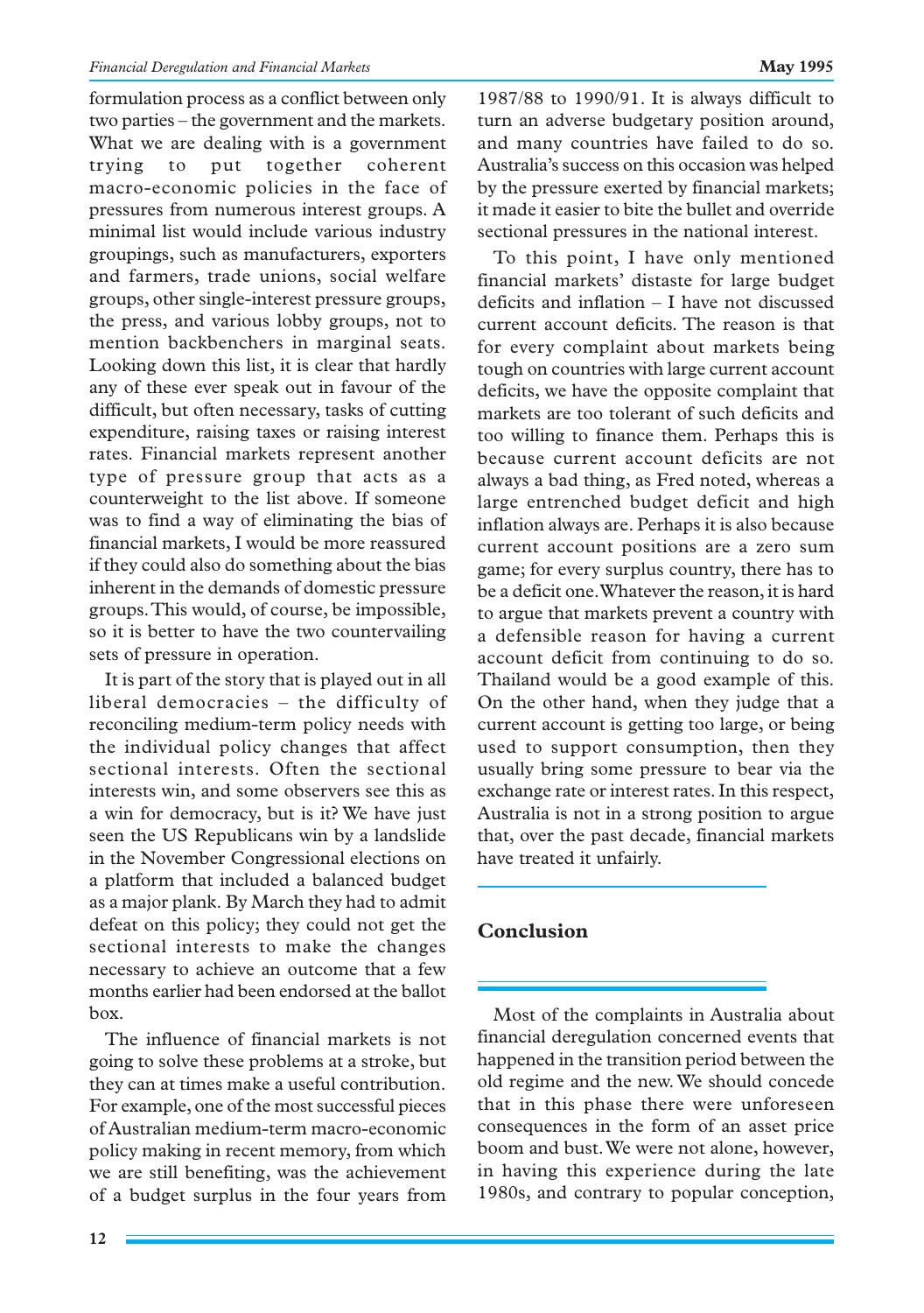formulation process as a conflict between only two parties – the government and the markets. What we are dealing with is a government trying to put together coherent macro-economic policies in the face of pressures from numerous interest groups. A minimal list would include various industry groupings, such as manufacturers, exporters and farmers, trade unions, social welfare groups, other single-interest pressure groups, the press, and various lobby groups, not to mention backbenchers in marginal seats. Looking down this list, it is clear that hardly any of these ever speak out in favour of the difficult, but often necessary, tasks of cutting expenditure, raising taxes or raising interest rates. Financial markets represent another type of pressure group that acts as a counterweight to the list above. If someone was to find a way of eliminating the bias of financial markets, I would be more reassured if they could also do something about the bias inherent in the demands of domestic pressure groups. This would, of course, be impossible, so it is better to have the two countervailing sets of pressure in operation.

It is part of the story that is played out in all liberal democracies – the difficulty of reconciling medium-term policy needs with the individual policy changes that affect sectional interests. Often the sectional interests win, and some observers see this as a win for democracy, but is it? We have just seen the US Republicans win by a landslide in the November Congressional elections on a platform that included a balanced budget as a major plank. By March they had to admit defeat on this policy; they could not get the sectional interests to make the changes necessary to achieve an outcome that a few months earlier had been endorsed at the ballot box.

The influence of financial markets is not going to solve these problems at a stroke, but they can at times make a useful contribution. For example, one of the most successful pieces of Australian medium-term macro-economic policy making in recent memory, from which we are still benefiting, was the achievement of a budget surplus in the four years from 1987/88 to 1990/91. It is always difficult to turn an adverse budgetary position around, and many countries have failed to do so. Australia's success on this occasion was helped by the pressure exerted by financial markets; it made it easier to bite the bullet and override sectional pressures in the national interest.

To this point, I have only mentioned financial markets' distaste for large budget deficits and inflation – I have not discussed current account deficits. The reason is that for every complaint about markets being tough on countries with large current account deficits, we have the opposite complaint that markets are too tolerant of such deficits and too willing to finance them. Perhaps this is because current account deficits are not always a bad thing, as Fred noted, whereas a large entrenched budget deficit and high inflation always are. Perhaps it is also because current account positions are a zero sum game; for every surplus country, there has to be a deficit one. Whatever the reason, it is hard to argue that markets prevent a country with a defensible reason for having a current account deficit from continuing to do so. Thailand would be a good example of this. On the other hand, when they judge that a current account is getting too large, or being used to support consumption, then they usually bring some pressure to bear via the exchange rate or interest rates. In this respect, Australia is not in a strong position to argue that, over the past decade, financial markets have treated it unfairly.

## Conclusion

Most of the complaints in Australia about financial deregulation concerned events that happened in the transition period between the old regime and the new. We should concede that in this phase there were unforeseen consequences in the form of an asset price boom and bust. We were not alone, however, in having this experience during the late 1980s, and contrary to popular conception,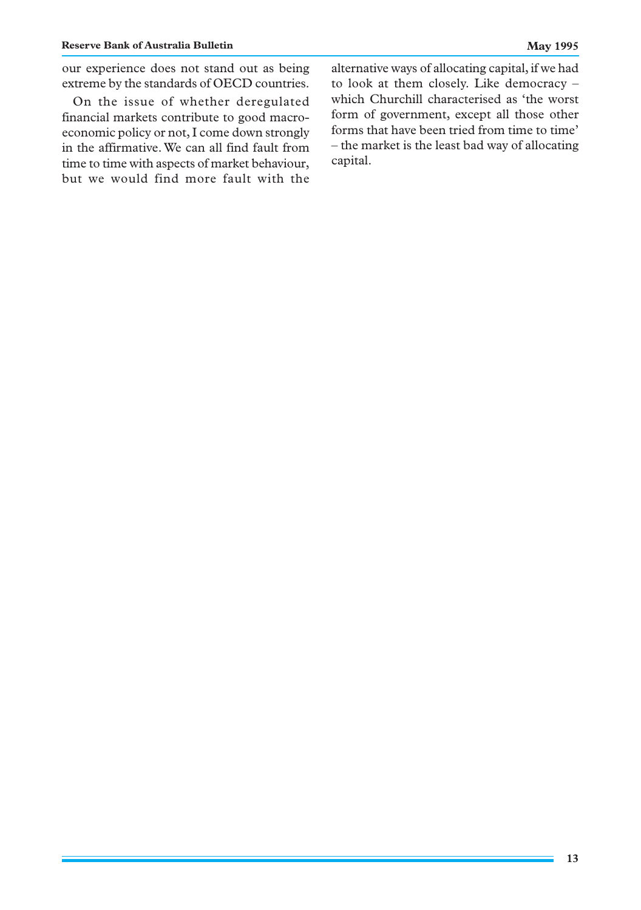our experience does not stand out as being extreme by the standards of OECD countries.

On the issue of whether deregulated financial markets contribute to good macroeconomic policy or not, I come down strongly in the affirmative. We can all find fault from time to time with aspects of market behaviour, but we would find more fault with the alternative ways of allocating capital, if we had to look at them closely. Like democracy – which Churchill characterised as 'the worst form of government, except all those other forms that have been tried from time to time' – the market is the least bad way of allocating capital.